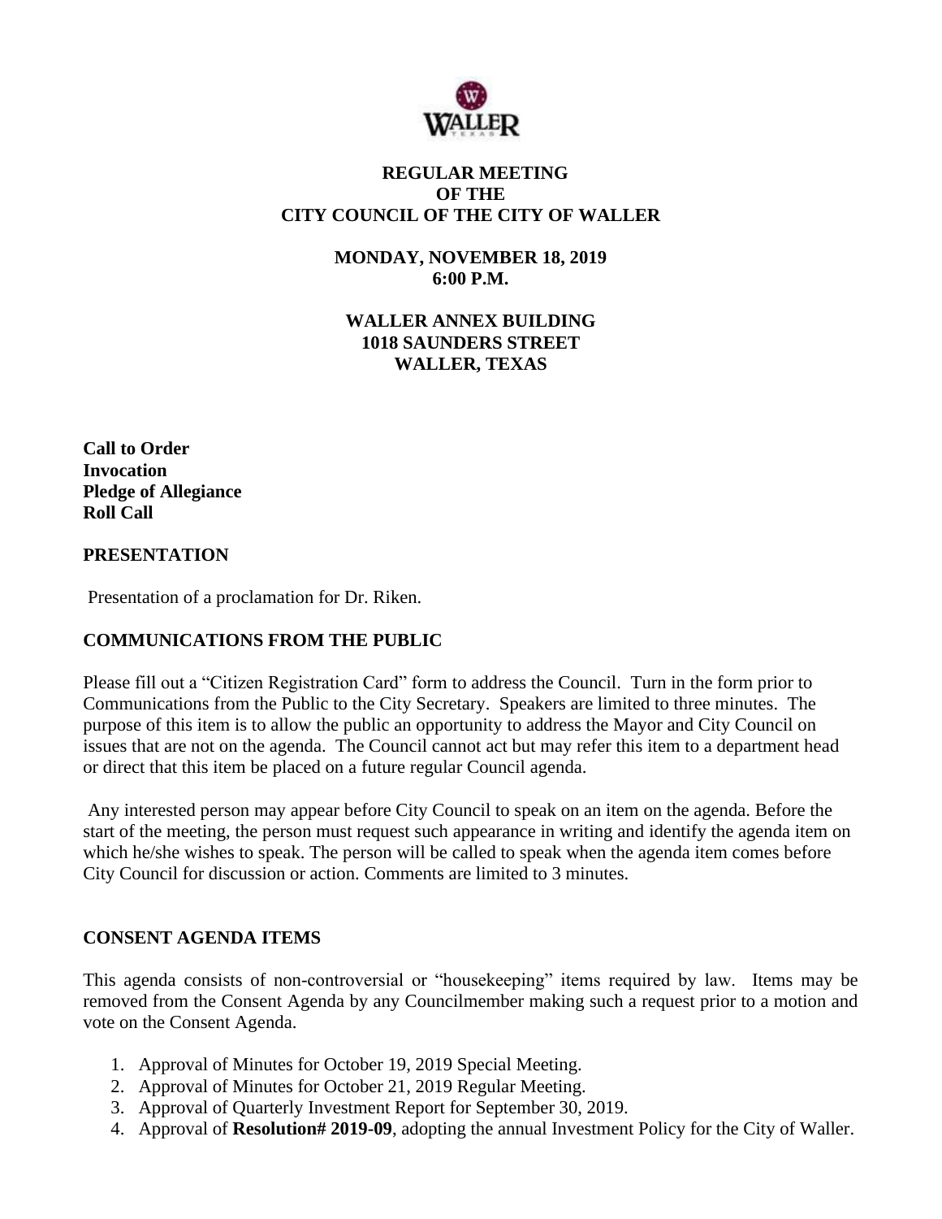# REGULAR MEETING
# OF THE
# CITY COUNCIL OF THE CITY OF WALLER

**MONDAY, NOVEMBER 18, 2019**
**6:00 P.M.**

**WALLER ANNEX BUILDING**
**1018 SAUNDERS STREET**
**WALLER, TEXAS**

**Call to Order**
**Invocation**
**Pledge of Allegiance**
**Roll Call**

## PRESENTATION

Presentation of a proclamation for Dr. Riken.

## COMMUNICATIONS FROM THE PUBLIC

Please fill out a "Citizen Registration Card" form to address the Council. Turn in the form prior to Communications from the Public to the City Secretary. Speakers are limited to three minutes. The purpose of this item is to allow the public an opportunity to address the Mayor and City Council on issues that are not on the agenda. The Council cannot act but may refer this item to a department head or direct that this item be placed on a future regular Council agenda.

Any interested person may appear before City Council to speak on an item on the agenda. Before the start of the meeting, the person must request such appearance in writing and identify the agenda item on which he/she wishes to speak. The person will be called to speak when the agenda item comes before City Council for discussion or action. Comments are limited to 3 minutes.

## CONSENT AGENDA ITEMS

This agenda consists of non-controversial or "housekeeping" items required by law. Items may be removed from the Consent Agenda by any Councilmember making such a request prior to a motion and vote on the Consent Agenda.

1. Approval of Minutes for October 19, 2019 Special Meeting.
2. Approval of Minutes for October 21, 2019 Regular Meeting.
3. Approval of Quarterly Investment Report for September 30, 2019.
4. Approval of **Resolution# 2019-09**, adopting the annual Investment Policy for the City of Waller.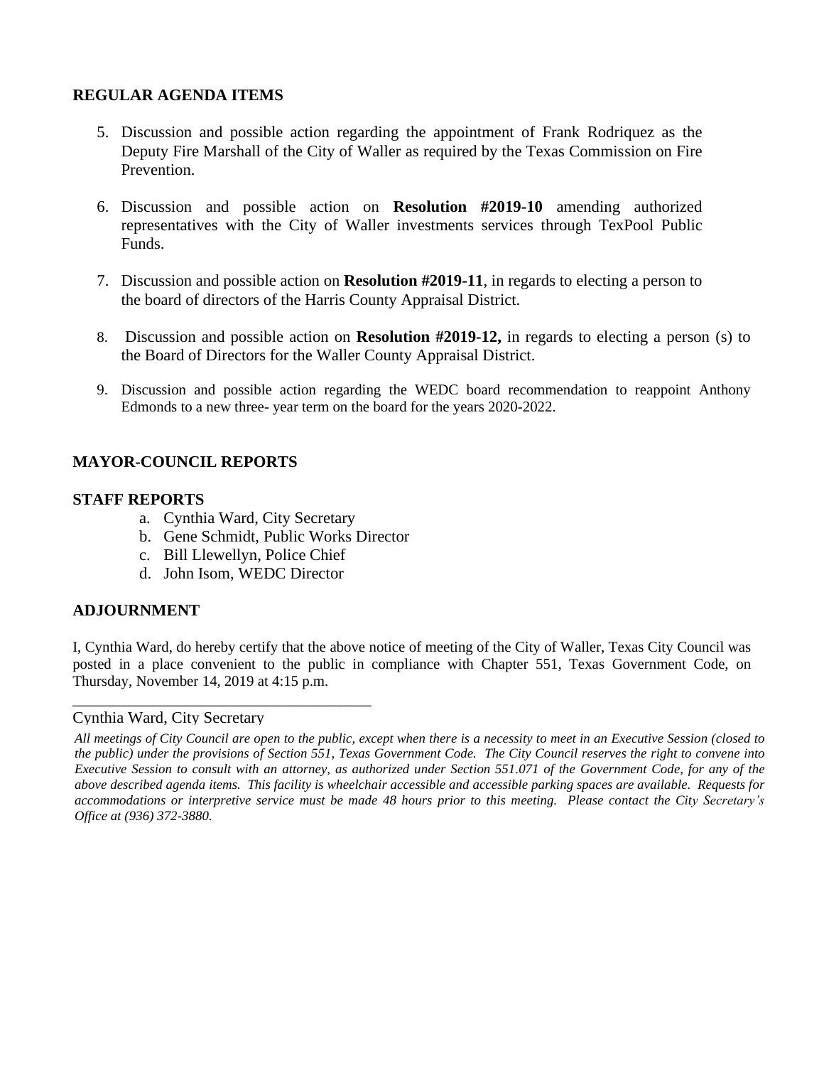## REGULAR AGENDA ITEMS

5. Discussion and possible action regarding the appointment of Frank Rodriquez as the Deputy Fire Marshall of the City of Waller as required by the Texas Commission on Fire Prevention.

6. Discussion and possible action on **Resolution #2019-10** amending authorized representatives with the City of Waller investments services through TexPool Public Funds.

7. Discussion and possible action on **Resolution #2019-11**, in regards to electing a person to the board of directors of the Harris County Appraisal District.

8. Discussion and possible action on **Resolution #2019-12,** in regards to electing a person (s) to the Board of Directors for the Waller County Appraisal District.

9. Discussion and possible action regarding the WEDC board recommendation to reappoint Anthony Edmonds to a new three- year term on the board for the years 2020-2022.

## MAYOR-COUNCIL REPORTS

## STAFF REPORTS

a. Cynthia Ward, City Secretary
b. Gene Schmidt, Public Works Director
c. Bill Llewellyn, Police Chief
d. John Isom, WEDC Director

## ADJOURNMENT

I, Cynthia Ward, do hereby certify that the above notice of meeting of the City of Waller, Texas City Council was posted in a place convenient to the public in compliance with Chapter 551, Texas Government Code, on Thursday, November 14, 2019 at 4:15 p.m.

\_\_\_\_\_\_\_\_\_\_\_\_\_\_\_\_\_\_\_\_\_\_\_\_\_\_\_\_\_\_\_\_\_\_\_\_\_\_\_\_

Cynthia Ward, City Secretary

*All meetings of City Council are open to the public, except when there is a necessity to meet in an Executive Session (closed to the public) under the provisions of Section 551, Texas Government Code. The City Council reserves the right to convene into Executive Session to consult with an attorney, as authorized under Section 551.071 of the Government Code, for any of the above described agenda items. This facility is wheelchair accessible and accessible parking spaces are available. Requests for accommodations or interpretive service must be made 48 hours prior to this meeting. Please contact the City Secretary's Office at (936) 372-3880.*